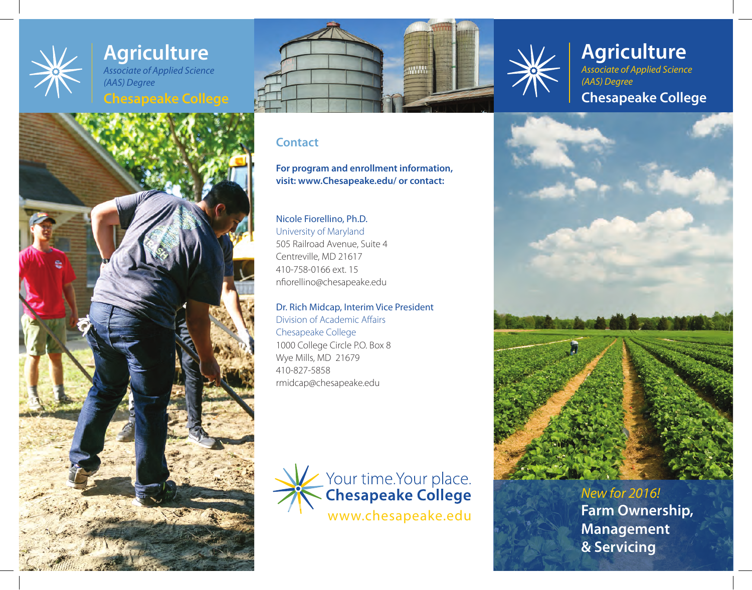# Agriculture

*Associate of Applied Science (AAS) Degree*

**Chesapeake College**

## Contact

**For program and enrollment information, visit: www.Chesapeake.edu/ or contact:**

Nicole Fiorellino, Ph.D.
University of Maryland
505 Railroad Avenue, Suite 4
Centreville, MD 21617
410-758-0166 ext. 15
nfiorellino@chesapeake.edu

Dr. Rich Midcap, Interim Vice President
Division of Academic Affairs
Chesapeake College
1000 College Circle P.O. Box 8
Wye Mills, MD 21679
410-827-5858
rmidcap@chesapeake.edu

Your time.Your place.
**Chesapeake College**
www.chesapeake.edu

# Agriculture

*Associate of Applied Science (AAS) Degree*

**Chesapeake College**

*New for 2016!*

**Farm Ownership, Management & Servicing**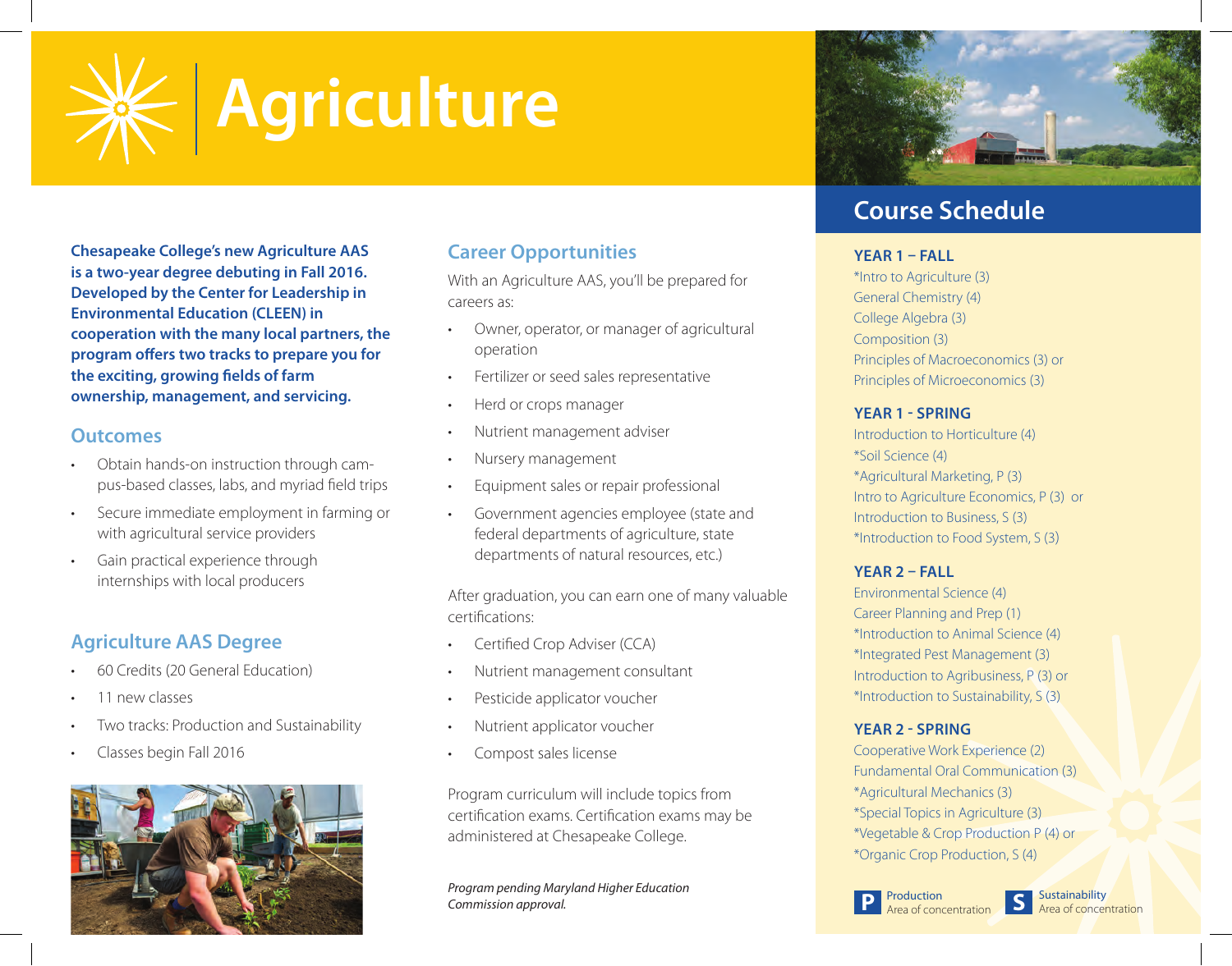# Agriculture

**Chesapeake College's new Agriculture AAS is a two-year degree debuting in Fall 2016. Developed by the Center for Leadership in Environmental Education (CLEEN) in cooperation with the many local partners, the program offers two tracks to prepare you for the exciting, growing fields of farm ownership, management, and servicing.**

## Outcomes

- Obtain hands-on instruction through campus-based classes, labs, and myriad field trips
- Secure immediate employment in farming or with agricultural service providers
- Gain practical experience through internships with local producers

## Agriculture AAS Degree

- 60 Credits (20 General Education)
- 11 new classes
- Two tracks: Production and Sustainability
- Classes begin Fall 2016

## Career Opportunities

With an Agriculture AAS, you'll be prepared for careers as:

- Owner, operator, or manager of agricultural operation
- Fertilizer or seed sales representative
- Herd or crops manager
- Nutrient management adviser
- Nursery management
- Equipment sales or repair professional
- Government agencies employee (state and federal departments of agriculture, state departments of natural resources, etc.)

After graduation, you can earn one of many valuable certifications:

- Certified Crop Adviser (CCA)
- Nutrient management consultant
- Pesticide applicator voucher
- Nutrient applicator voucher
- Compost sales license

Program curriculum will include topics from certification exams. Certification exams may be administered at Chesapeake College.

*Program pending Maryland Higher Education Commission approval.*

## Course Schedule

### YEAR 1 – FALL

*Intro to Agriculture (3)
General Chemistry (4)
College Algebra (3)
Composition (3)
Principles of Macroeconomics (3) or
Principles of Microeconomics (3)

### YEAR 1 - SPRING

Introduction to Horticulture (4)
*Soil Science (4)
*Agricultural Marketing, P (3)
Intro to Agriculture Economics, P (3) or
Introduction to Business, S (3)
*Introduction to Food System, S (3)

### YEAR 2 – FALL

Environmental Science (4)
Career Planning and Prep (1)
*Introduction to Animal Science (4)
*Integrated Pest Management (3)
Introduction to Agribusiness, P (3) or
*Introduction to Sustainability, S (3)

### YEAR 2 - SPRING

Cooperative Work Experience (2)
Fundamental Oral Communication (3)
*Agricultural Mechanics (3)
*Special Topics in Agriculture (3)
*Vegetable & Crop Production P (4) or
*Organic Crop Production, S (4)

**P** Production Area of concentration
**S** Sustainability Area of concentration